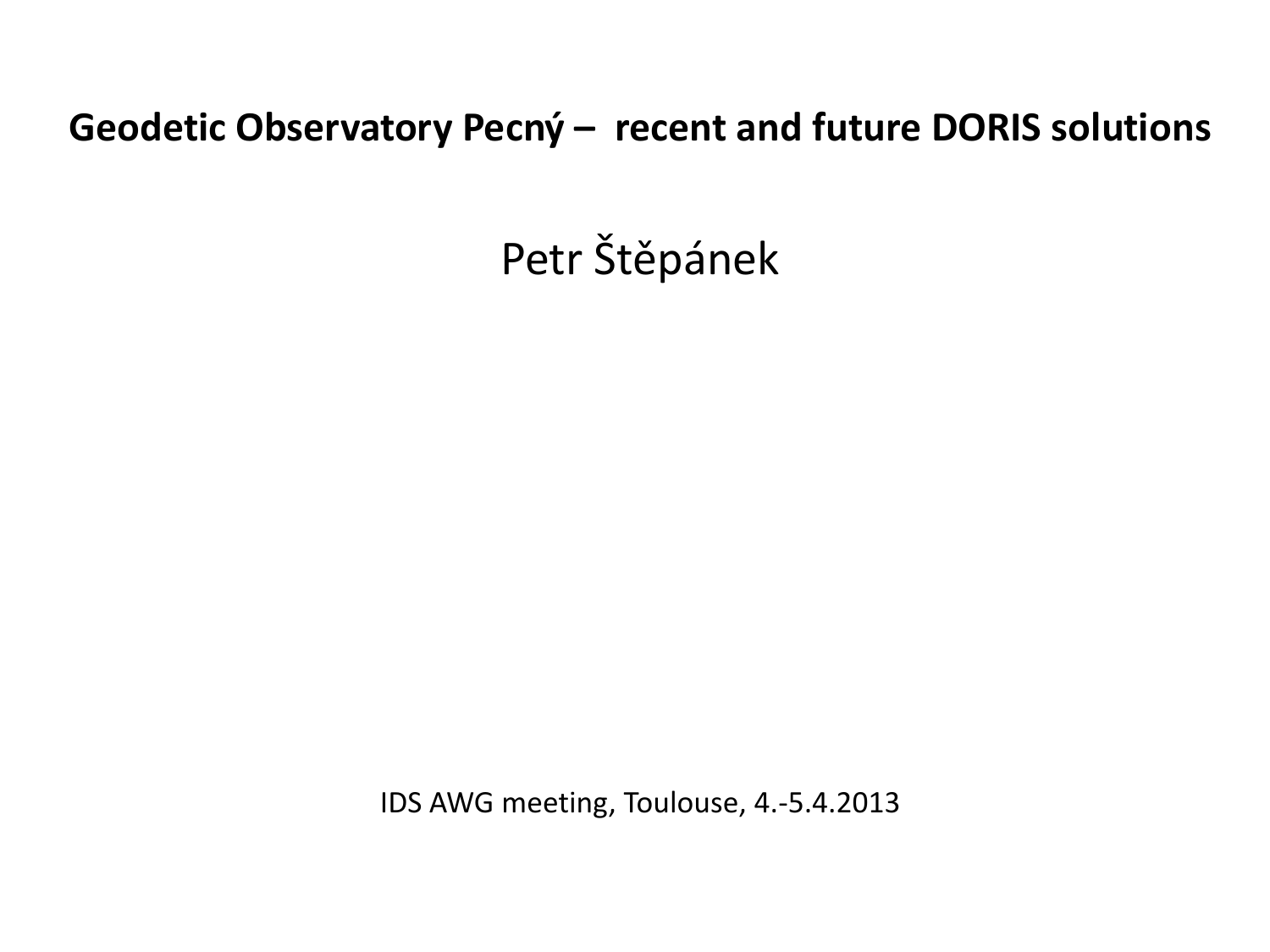# Geodetic Observatory Pecný – recent and future DORIS solutions

Petr Štěpánek

IDS AWG meeting, Toulouse, 4.-5.4.2013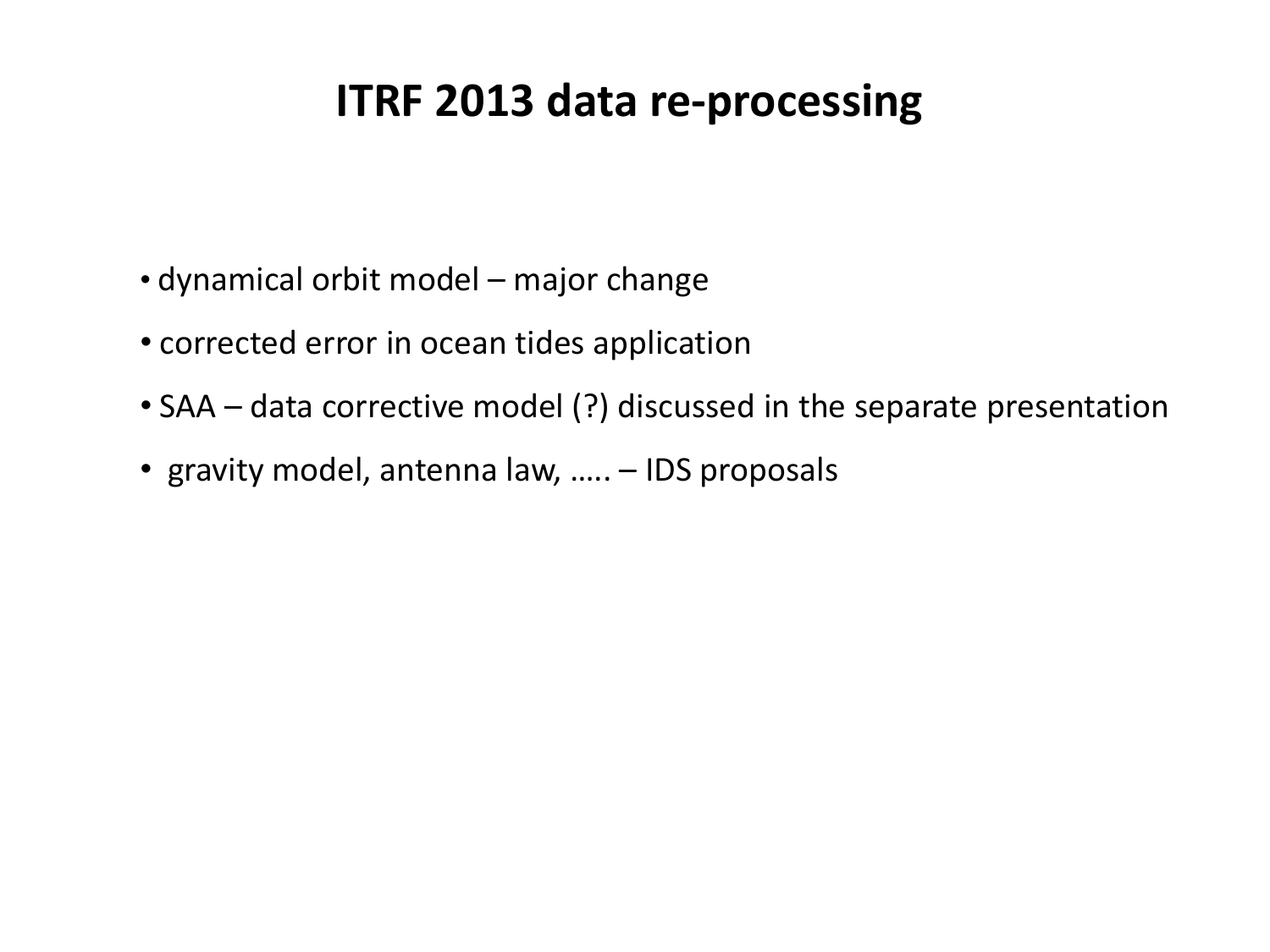# ITRF 2013 data re-processing

- dynamical orbit model – major change
- corrected error in ocean tides application
- SAA – data corrective model (?) discussed in the separate presentation
- gravity model, antenna law, ….. – IDS proposals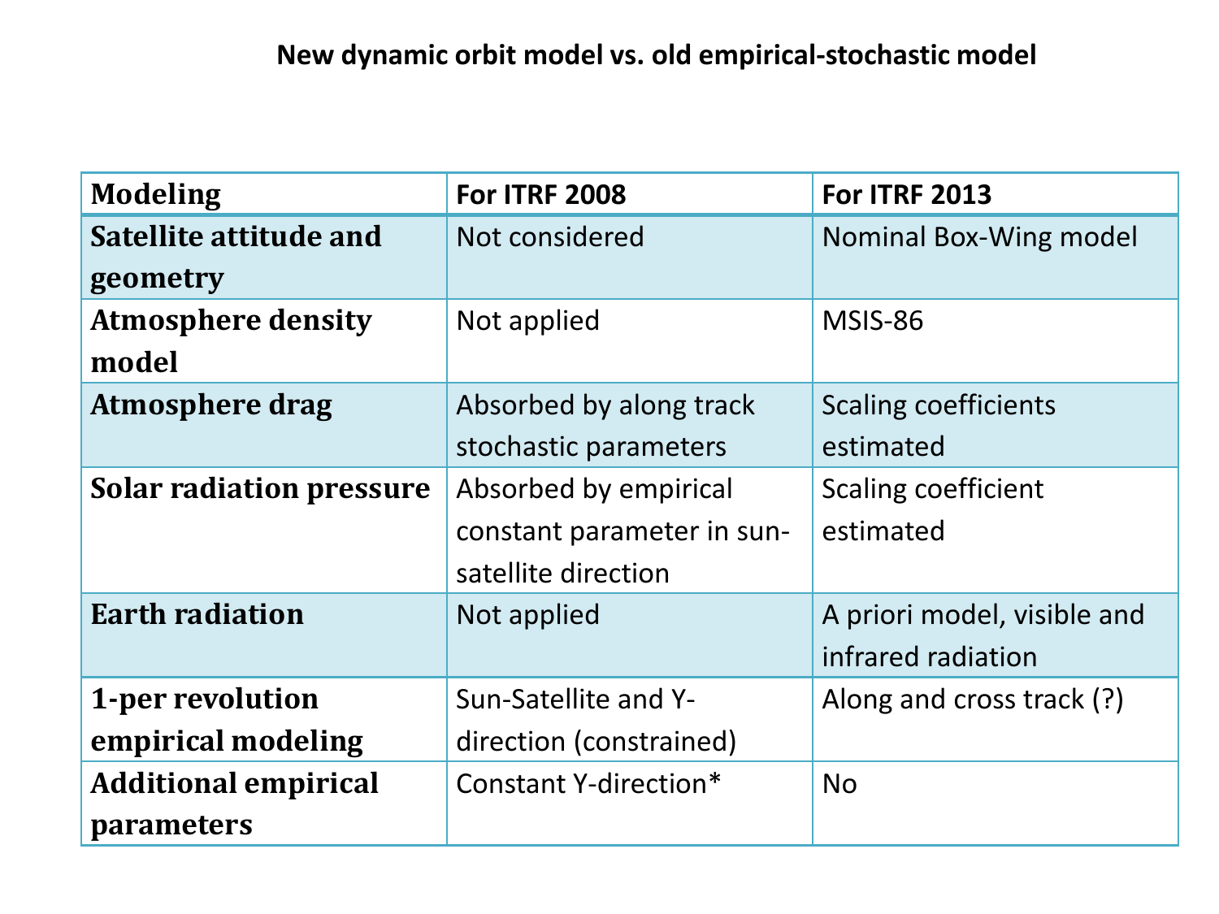**New dynamic orbit model vs. old empirical-stochastic model**

| Modeling | For ITRF 2008 | For ITRF 2013 |
|---|---|---|
| **Satellite attitude and geometry** | Not considered | Nominal Box-Wing model |
| **Atmosphere density model** | Not applied | MSIS-86 |
| **Atmosphere drag** | Absorbed by along track stochastic parameters | Scaling coefficients estimated |
| **Solar radiation pressure** | Absorbed by empirical constant parameter in sun-satellite direction | Scaling coefficient estimated |
| **Earth radiation** | Not applied | A priori model, visible and infrared radiation |
| **1-per revolution empirical modeling** | Sun-Satellite and Y-direction (constrained) | Along and cross track (?) |
| **Additional empirical parameters** | Constant Y-direction* | No |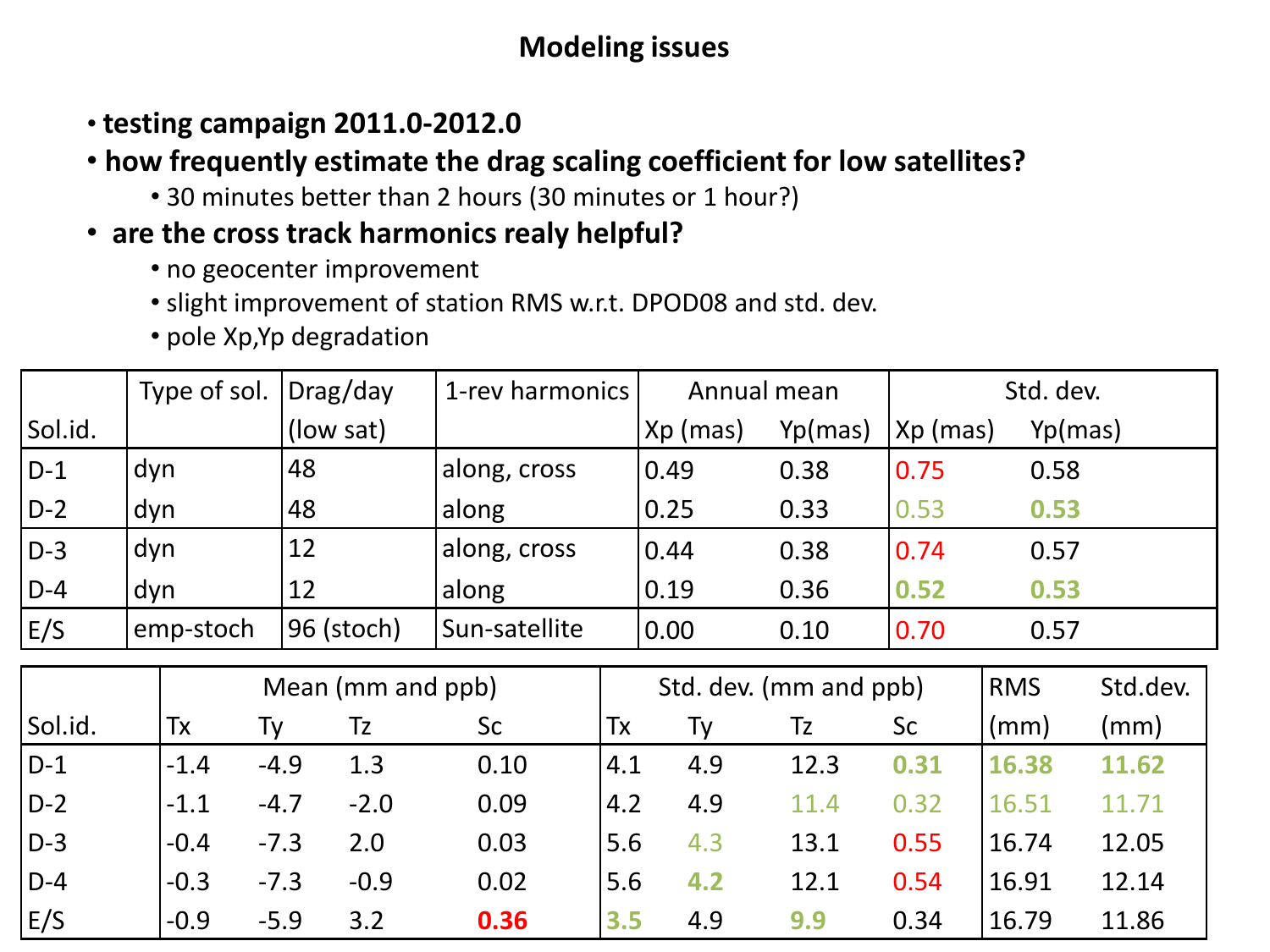# Modeling issues

- **testing campaign 2011.0-2012.0**
- **how frequently estimate the drag scaling coefficient for low satellites?**
  - 30 minutes better than 2 hours (30 minutes or 1 hour?)
- **are the cross track harmonics realy helpful?**
  - no geocenter improvement
  - slight improvement of station RMS w.r.t. DPOD08 and std. dev.
  - pole Xp,Yp degradation

| Sol.id. | Type of sol. | Drag/day (low sat) | 1-rev harmonics | Annual mean Xp (mas) | Annual mean Yp(mas) | Std. dev. Xp (mas) | Std. dev. Yp(mas) |
|---|---|---|---|---|---|---|---|
| D-1 | dyn | 48 | along, cross | 0.49 | 0.38 | 0.75 | 0.58 |
| D-2 | dyn | 48 | along | 0.25 | 0.33 | 0.53 | **0.53** |
| D-3 | dyn | 12 | along, cross | 0.44 | 0.38 | 0.74 | 0.57 |
| D-4 | dyn | 12 | along | 0.19 | 0.36 | **0.52** | **0.53** |
| E/S | emp-stoch | 96 (stoch) | Sun-satellite | 0.00 | 0.10 | 0.70 | 0.57 |

| Sol.id. | Mean (mm and ppb) Tx | Ty | Tz | Sc | Std. dev. (mm and ppb) Tx | Ty | Tz | Sc | RMS (mm) | Std.dev. (mm) |
|---|---|---|---|---|---|---|---|---|---|---|
| D-1 | -1.4 | -4.9 | 1.3 | 0.10 | 4.1 | 4.9 | 12.3 | **0.31** | **16.38** | **11.62** |
| D-2 | -1.1 | -4.7 | -2.0 | 0.09 | 4.2 | 4.9 | 11.4 | 0.32 | 16.51 | 11.71 |
| D-3 | -0.4 | -7.3 | 2.0 | 0.03 | 5.6 | 4.3 | 13.1 | 0.55 | 16.74 | 12.05 |
| D-4 | -0.3 | -7.3 | -0.9 | 0.02 | 5.6 | **4.2** | 12.1 | 0.54 | 16.91 | 12.14 |
| E/S | -0.9 | -5.9 | 3.2 | **0.36** | **3.5** | 4.9 | **9.9** | 0.34 | 16.79 | 11.86 |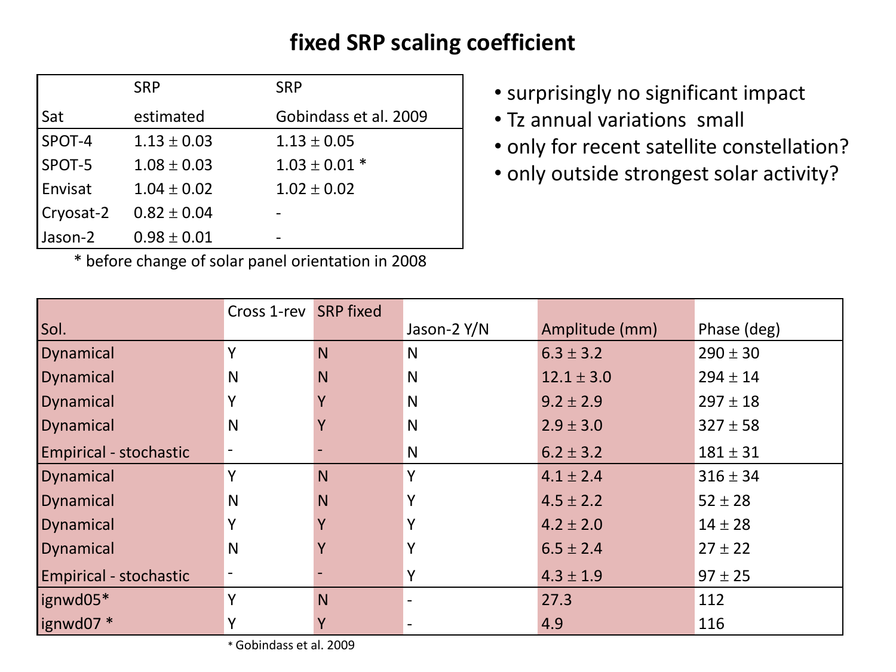# fixed SRP scaling coefficient

| Sat | SRP estimated | SRP Gobindass et al. 2009 |
|---|---|---|
| SPOT-4 | 1.13 ± 0.03 | 1.13 ± 0.05 |
| SPOT-5 | 1.08 ± 0.03 | 1.03 ± 0.01 * |
| Envisat | 1.04 ± 0.02 | 1.02 ± 0.02 |
| Cryosat-2 | 0.82 ± 0.04 | - |
| Jason-2 | 0.98 ± 0.01 | - |

\* before change of solar panel orientation in 2008

- surprisingly no significant impact
- Tz annual variations small
- only for recent satellite constellation?
- only outside strongest solar activity?

| Sol. | Cross 1-rev | SRP fixed | Jason-2 Y/N | Amplitude (mm) | Phase (deg) |
|---|---|---|---|---|---|
| Dynamical | Y | N | N | 6.3 ± 3.2 | 290 ± 30 |
| Dynamical | N | N | N | 12.1 ± 3.0 | 294 ± 14 |
| Dynamical | Y | Y | N | 9.2 ± 2.9 | 297 ± 18 |
| Dynamical | N | Y | N | 2.9 ± 3.0 | 327 ± 58 |
| Empirical - stochastic | - | - | N | 6.2 ± 3.2 | 181 ± 31 |
| Dynamical | Y | N | Y | 4.1 ± 2.4 | 316 ± 34 |
| Dynamical | N | N | Y | 4.5 ± 2.2 | 52 ± 28 |
| Dynamical | Y | Y | Y | 4.2 ± 2.0 | 14 ± 28 |
| Dynamical | N | Y | Y | 6.5 ± 2.4 | 27 ± 22 |
| Empirical - stochastic | - | - | Y | 4.3 ± 1.9 | 97 ± 25 |
| ignwd05* | Y | N | - | 27.3 | 112 |
| ignwd07 * | Y | Y | - | 4.9 | 116 |

\* Gobindass et al. 2009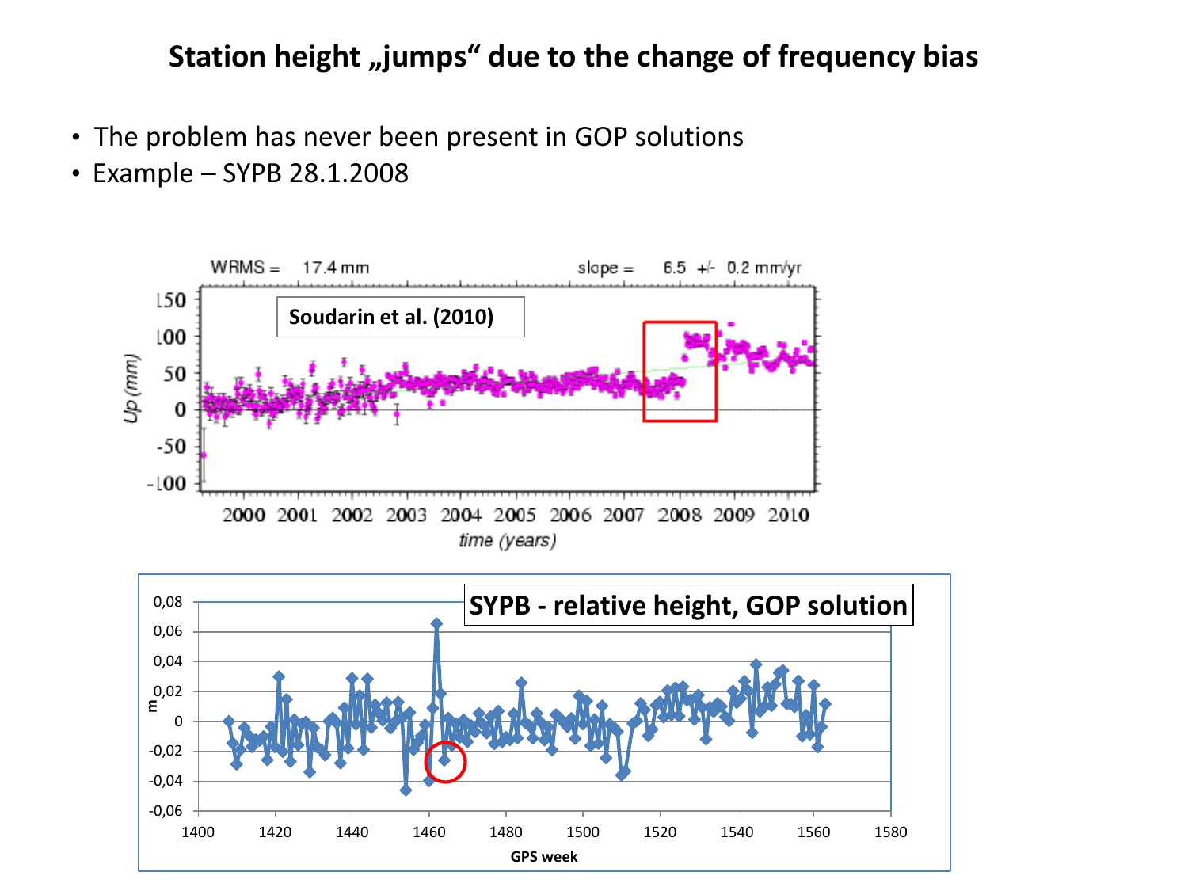# Station height „jumps" due to the change of frequency bias

- The problem has never been present in GOP solutions
- Example – SYPB 28.1.2008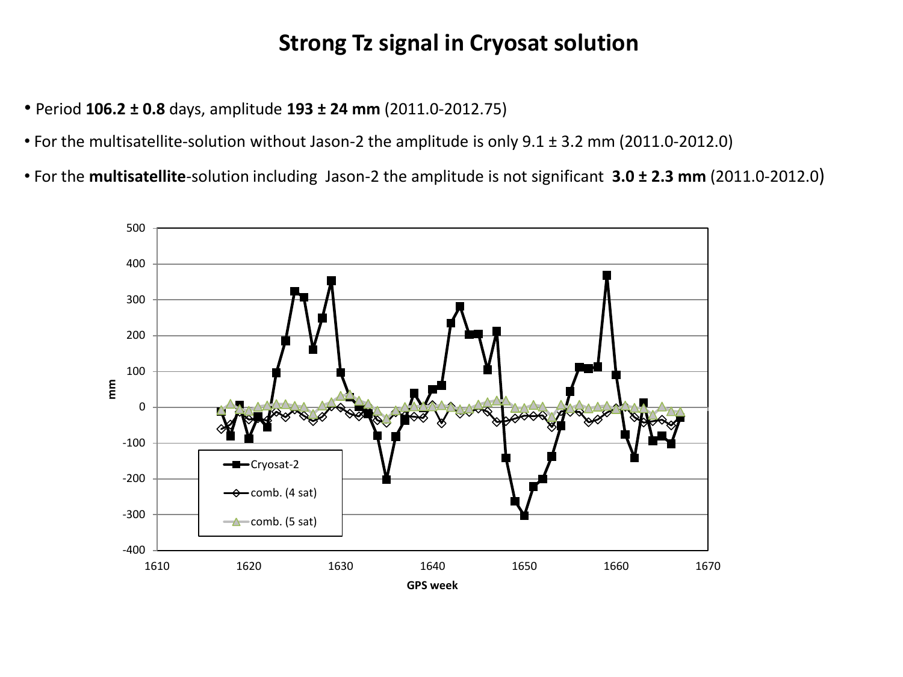# Strong Tz signal in Cryosat solution

- Period **106.2 ± 0.8** days, amplitude **193 ± 24 mm** (2011.0-2012.75)
- For the multisatellite-solution without Jason-2 the amplitude is only 9.1 ± 3.2 mm (2011.0-2012.0)
- For the **multisatellite**-solution including Jason-2 the amplitude is not significant **3.0 ± 2.3 mm** (2011.0-2012.0)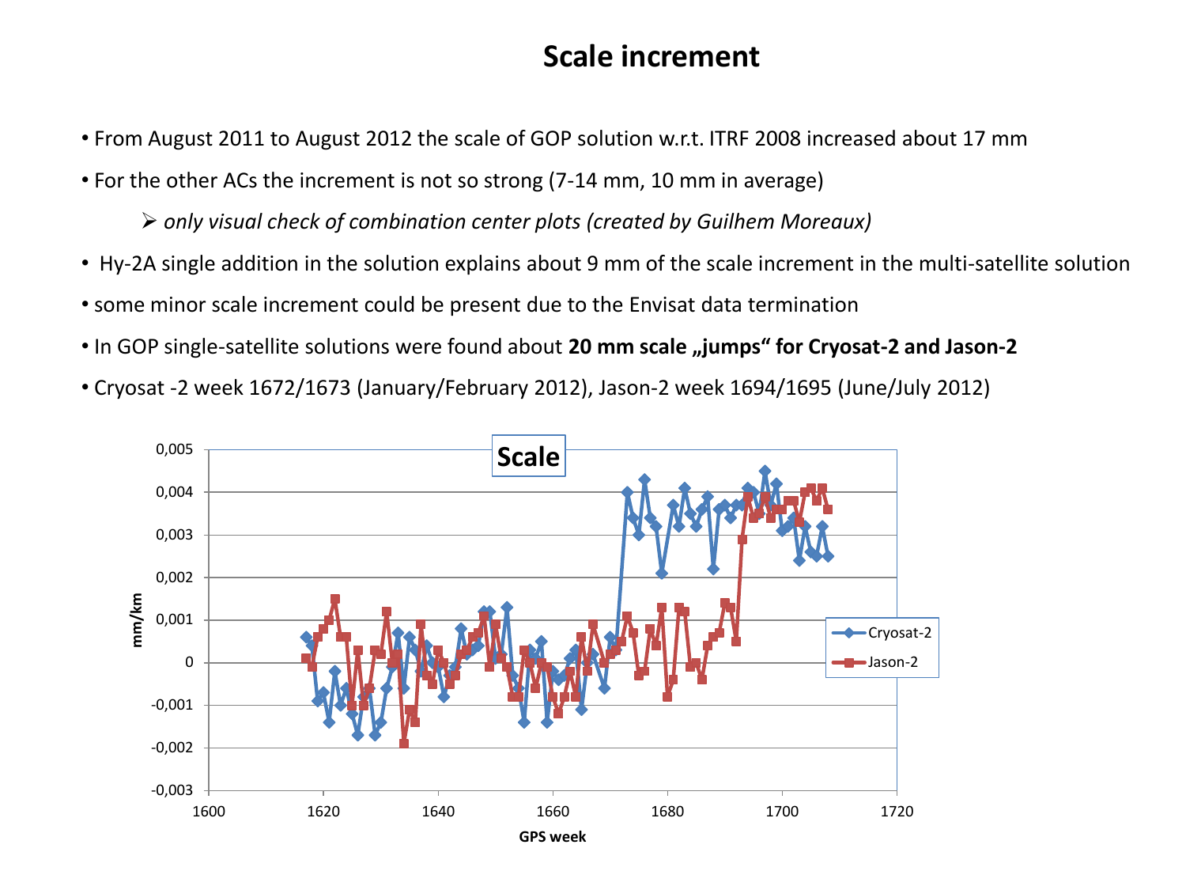# Scale increment

- From August 2011 to August 2012 the scale of GOP solution w.r.t. ITRF 2008 increased about 17 mm
- For the other ACs the increment is not so strong (7-14 mm, 10 mm in average)
  - *only visual check of combination center plots (created by Guilhem Moreaux)*
- Hy-2A single addition in the solution explains about 9 mm of the scale increment in the multi-satellite solution
- some minor scale increment could be present due to the Envisat data termination
- In GOP single-satellite solutions were found about **20 mm scale „jumps“ for Cryosat-2 and Jason-2**
- Cryosat -2 week 1672/1673 (January/February 2012), Jason-2 week 1694/1695 (June/July 2012)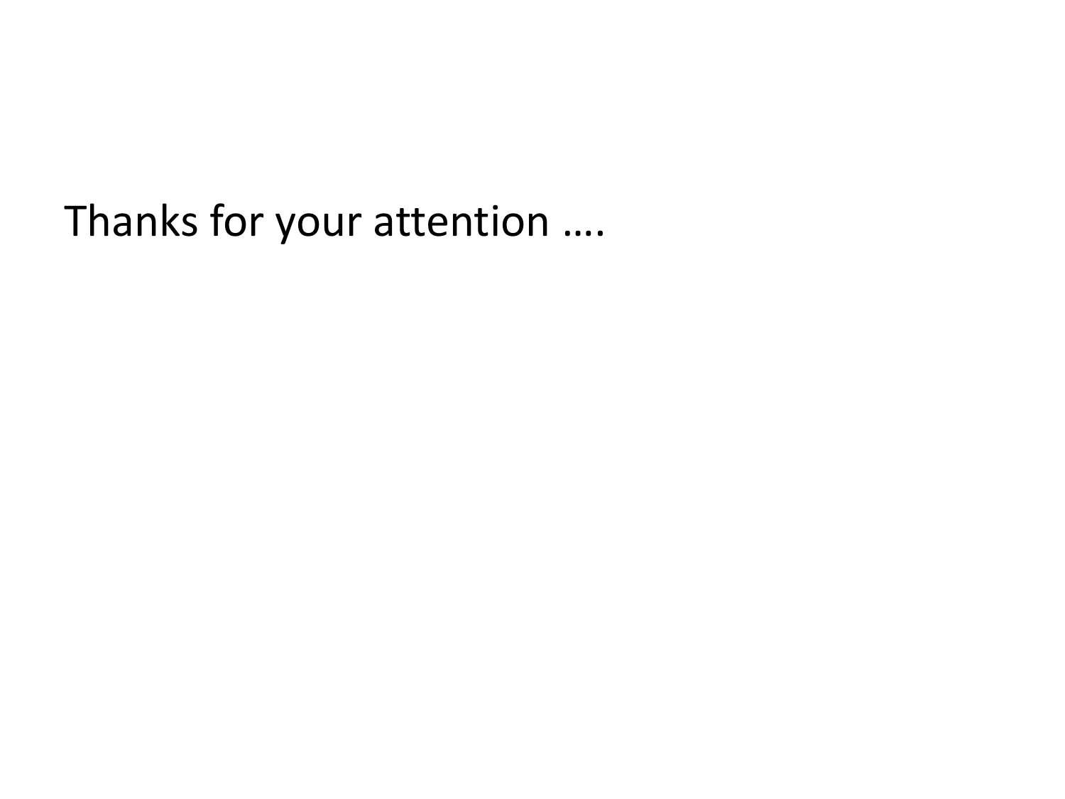Thanks for your attention ….